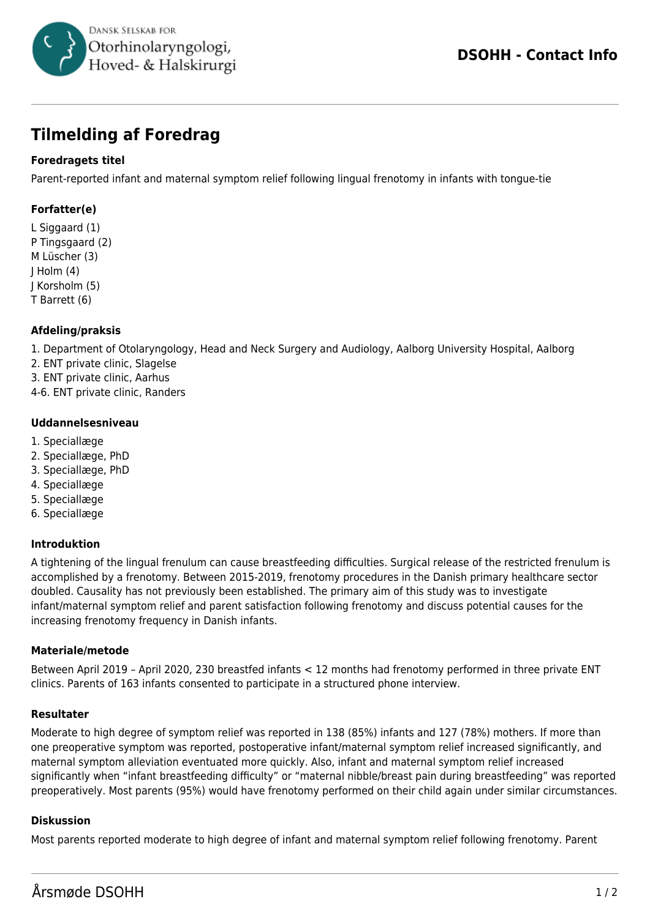# Tilmelding af Foredrag

### Foredragets titel

Parent-reported infant and maternal symptom relief following lingual frenotomy in infants with tongue-tie

### Forfatter(e)

L Siggaard (1)
P Tingsgaard (2)
M Lüscher (3)
J Holm (4)
J Korsholm (5)
T Barrett (6)

### Afdeling/praksis

1. Department of Otolaryngology, Head and Neck Surgery and Audiology, Aalborg University Hospital, Aalborg
2. ENT private clinic, Slagelse
3. ENT private clinic, Aarhus

4-6. ENT private clinic, Randers

### Uddannelsesniveau

1. Speciallæge
2. Speciallæge, PhD
3. Speciallæge, PhD
4. Speciallæge
5. Speciallæge
6. Speciallæge

### Introduktion

A tightening of the lingual frenulum can cause breastfeeding difficulties. Surgical release of the restricted frenulum is accomplished by a frenotomy. Between 2015-2019, frenotomy procedures in the Danish primary healthcare sector doubled. Causality has not previously been established. The primary aim of this study was to investigate infant/maternal symptom relief and parent satisfaction following frenotomy and discuss potential causes for the increasing frenotomy frequency in Danish infants.

### Materiale/metode

Between April 2019 – April 2020, 230 breastfed infants < 12 months had frenotomy performed in three private ENT clinics. Parents of 163 infants consented to participate in a structured phone interview.

### Resultater

Moderate to high degree of symptom relief was reported in 138 (85%) infants and 127 (78%) mothers. If more than one preoperative symptom was reported, postoperative infant/maternal symptom relief increased significantly, and maternal symptom alleviation eventuated more quickly. Also, infant and maternal symptom relief increased significantly when "infant breastfeeding difficulty" or "maternal nibble/breast pain during breastfeeding" was reported preoperatively. Most parents (95%) would have frenotomy performed on their child again under similar circumstances.

### Diskussion

Most parents reported moderate to high degree of infant and maternal symptom relief following frenotomy. Parent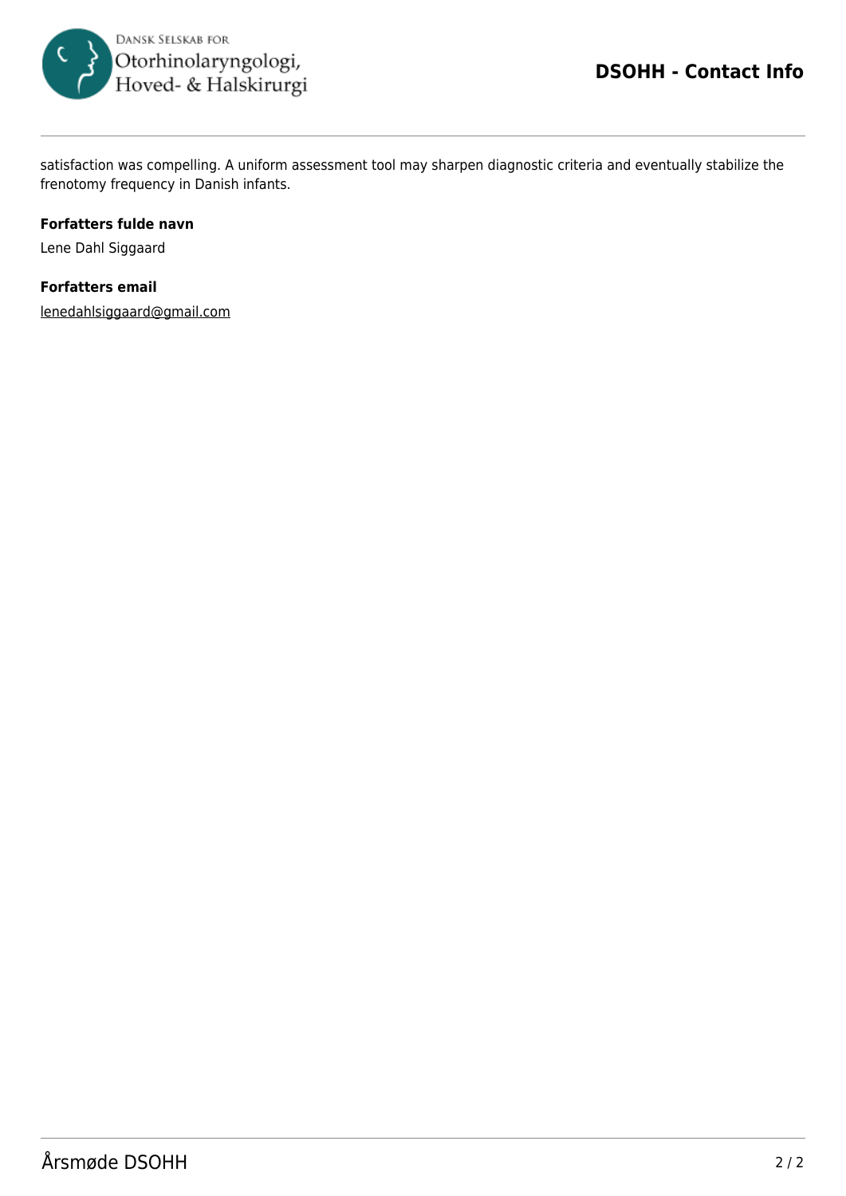satisfaction was compelling. A uniform assessment tool may sharpen diagnostic criteria and eventually stabilize the frenotomy frequency in Danish infants.

**Forfatters fulde navn**

Lene Dahl Siggaard

**Forfatters email**

lenedahlsiggaard@gmail.com